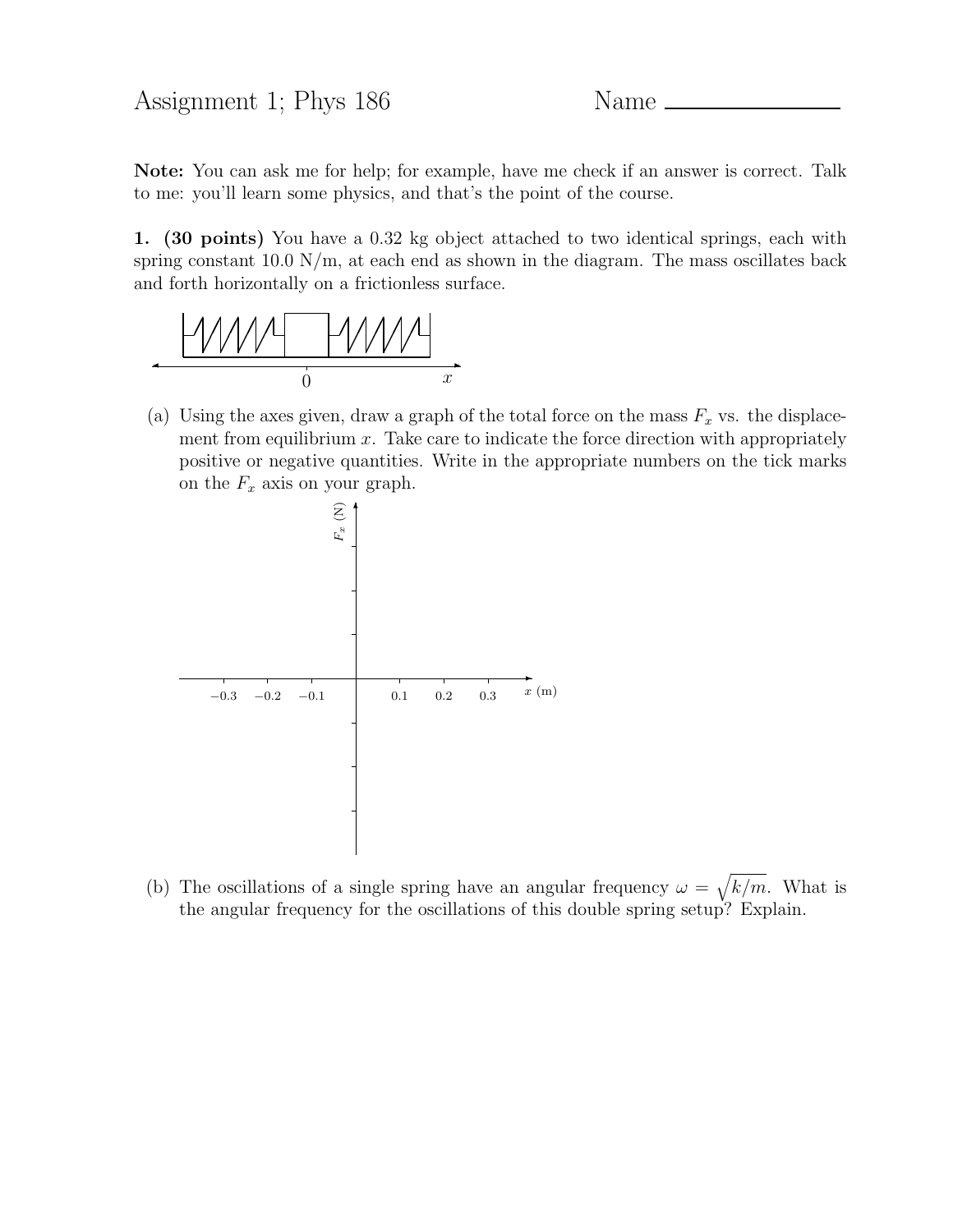Assignment 1; Phys 186 Name ________________

**Note:** You can ask me for help; for example, have me check if an answer is correct. Talk to me: you'll learn some physics, and that's the point of the course.

**1. (30 points)** You have a 0.32 kg object attached to two identical springs, each with spring constant 10.0 N/m, at each end as shown in the diagram. The mass oscillates back and forth horizontally on a frictionless surface.

(a) Using the axes given, draw a graph of the total force on the mass $F_x$ vs. the displacement from equilibrium $x$. Take care to indicate the force direction with appropriately positive or negative quantities. Write in the appropriate numbers on the tick marks on the $F_x$ axis on your graph.

(b) The oscillations of a single spring have an angular frequency $\omega = \sqrt{k/m}$. What is the angular frequency for the oscillations of this double spring setup? Explain.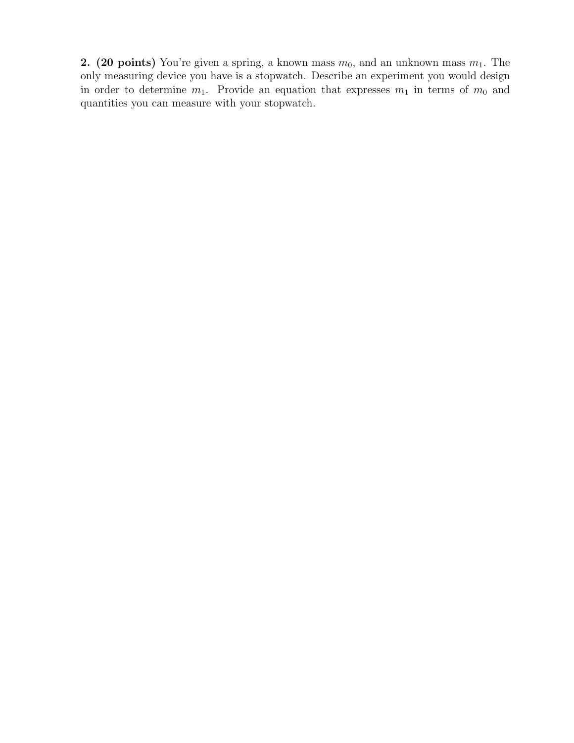**2. (20 points)** You're given a spring, a known mass $m_0$, and an unknown mass $m_1$. The only measuring device you have is a stopwatch. Describe an experiment you would design in order to determine $m_1$. Provide an equation that expresses $m_1$ in terms of $m_0$ and quantities you can measure with your stopwatch.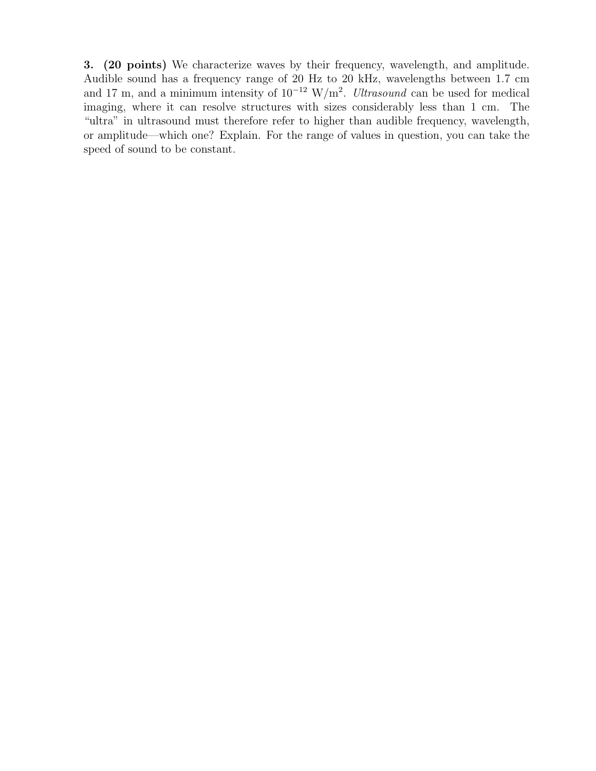**3. (20 points)** We characterize waves by their frequency, wavelength, and amplitude. Audible sound has a frequency range of 20 Hz to 20 kHz, wavelengths between 1.7 cm and 17 m, and a minimum intensity of $10^{-12}$ W/m$^2$. *Ultrasound* can be used for medical imaging, where it can resolve structures with sizes considerably less than 1 cm. The "ultra" in ultrasound must therefore refer to higher than audible frequency, wavelength, or amplitude—which one? Explain. For the range of values in question, you can take the speed of sound to be constant.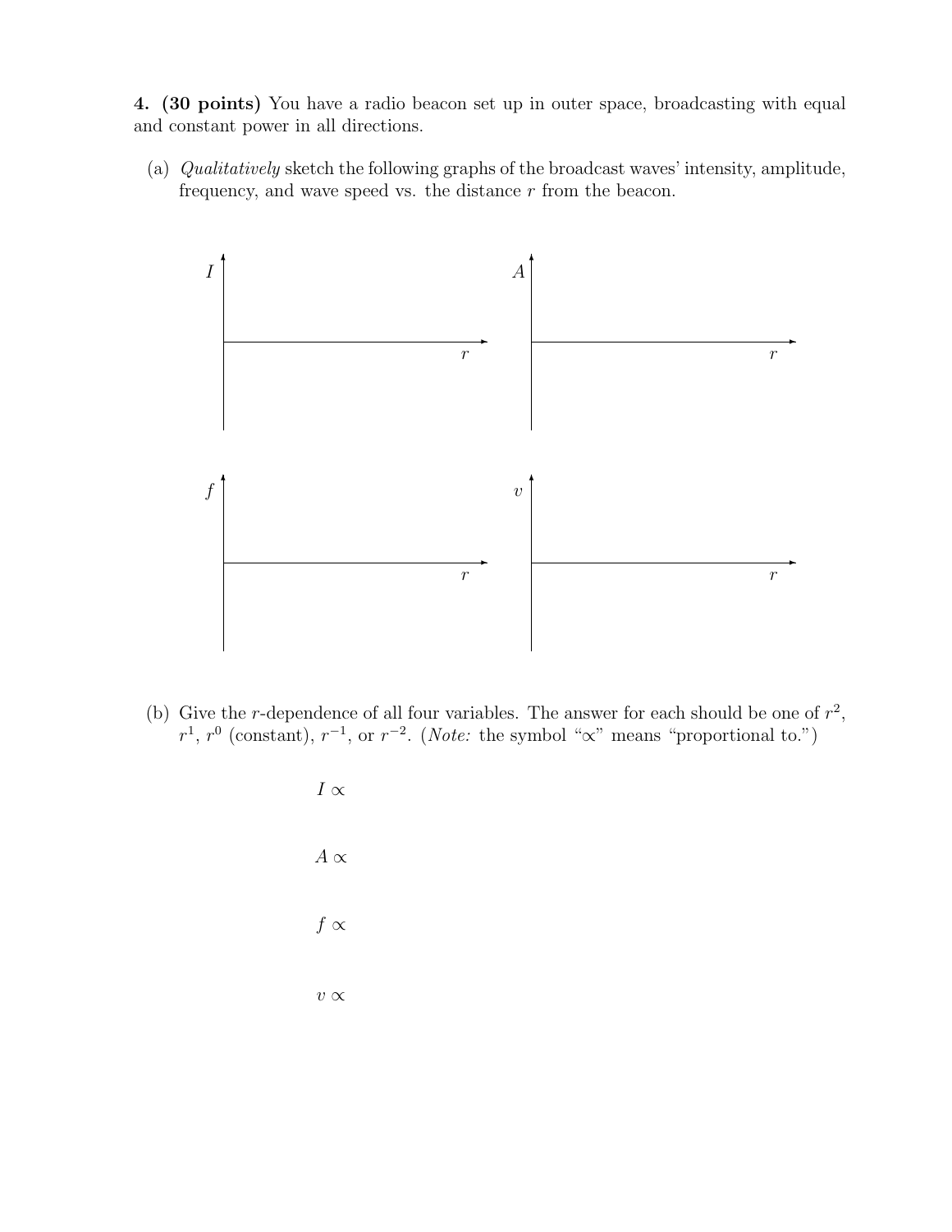**4. (30 points)** You have a radio beacon set up in outer space, broadcasting with equal and constant power in all directions.

(a) *Qualitatively* sketch the following graphs of the broadcast waves' intensity, amplitude, frequency, and wave speed vs. the distance $r$ from the beacon.

$I$

$r$

$A$

$r$

$f$

$r$

$v$

$r$

(b) Give the $r$-dependence of all four variables. The answer for each should be one of $r^2$, $r^1$, $r^0$ (constant), $r^{-1}$, or $r^{-2}$. (*Note:* the symbol "$\propto$" means "proportional to.")

$I \propto$

$A \propto$

$f \propto$

$v \propto$